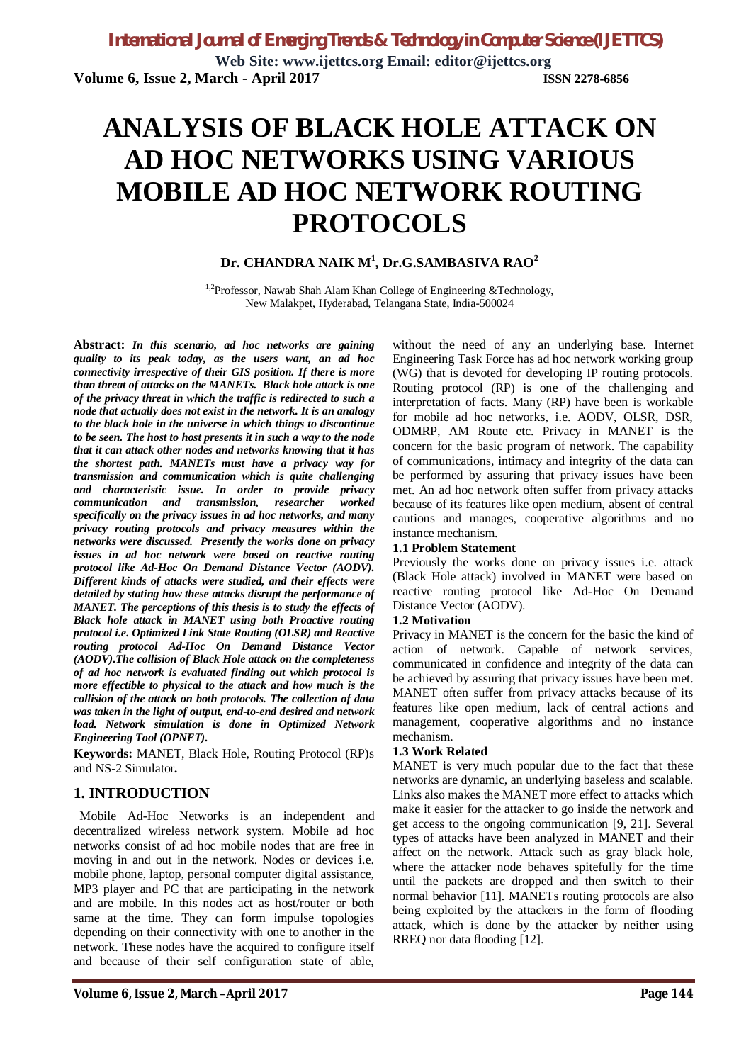# ANALYSIS OF BLACK HOLE ATTACK ON AD HOC NETWORKS USING VARIOUS MOBILE AD HOC NETWORK ROUTING PROTOCOLS

**Dr. CHANDRA NAIK M[1], Dr.G.SAMBASIVA RAO[2]**

[1,2]Professor, Nawab Shah Alam Khan College of Engineering &Technology, New Malakpet, Hyderabad, Telangana State, India-500024

**Abstract:** ***In this scenario, ad hoc networks are gaining quality to its peak today, as the users want, an ad hoc connectivity irrespective of their GIS position. If there is more than threat of attacks on the MANETs. Black hole attack is one of the privacy threat in which the traffic is redirected to such a node that actually does not exist in the network. It is an analogy to the black hole in the universe in which things to discontinue to be seen. The host to host presents it in such a way to the node that it can attack other nodes and networks knowing that it has the shortest path. MANETs must have a privacy way for transmission and communication which is quite challenging and characteristic issue. In order to provide privacy communication and transmission, researcher worked specifically on the privacy issues in ad hoc networks, and many privacy routing protocols and privacy measures within the networks were discussed. Presently the works done on privacy issues in ad hoc network were based on reactive routing protocol like Ad-Hoc On Demand Distance Vector (AODV). Different kinds of attacks were studied, and their effects were detailed by stating how these attacks disrupt the performance of MANET. The perceptions of this thesis is to study the effects of Black hole attack in MANET using both Proactive routing protocol i.e. Optimized Link State Routing (OLSR) and Reactive routing protocol Ad-Hoc On Demand Distance Vector (AODV).The collision of Black Hole attack on the completeness of ad hoc network is evaluated finding out which protocol is more effectible to physical to the attack and how much is the collision of the attack on both protocols. The collection of data was taken in the light of output, end-to-end desired and network load. Network simulation is done in Optimized Network Engineering Tool (OPNET).***

**Keywords:** MANET, Black Hole, Routing Protocol (RP)s and NS-2 Simulator**.**

## 1. INTRODUCTION

Mobile Ad-Hoc Networks is an independent and decentralized wireless network system. Mobile ad hoc networks consist of ad hoc mobile nodes that are free in moving in and out in the network. Nodes or devices i.e. mobile phone, laptop, personal computer digital assistance, MP3 player and PC that are participating in the network and are mobile. In this nodes act as host/router or both same at the time. They can form impulse topologies depending on their connectivity with one to another in the network. These nodes have the acquired to configure itself and because of their self configuration state of able, without the need of any an underlying base. Internet Engineering Task Force has ad hoc network working group (WG) that is devoted for developing IP routing protocols. Routing protocol (RP) is one of the challenging and interpretation of facts. Many (RP) have been is workable for mobile ad hoc networks, i.e. AODV, OLSR, DSR, ODMRP, AM Route etc. Privacy in MANET is the concern for the basic program of network. The capability of communications, intimacy and integrity of the data can be performed by assuring that privacy issues have been met. An ad hoc network often suffer from privacy attacks because of its features like open medium, absent of central cautions and manages, cooperative algorithms and no instance mechanism.

### 1.1 Problem Statement

Previously the works done on privacy issues i.e. attack (Black Hole attack) involved in MANET were based on reactive routing protocol like Ad-Hoc On Demand Distance Vector (AODV).

### 1.2 Motivation

Privacy in MANET is the concern for the basic the kind of action of network. Capable of network services, communicated in confidence and integrity of the data can be achieved by assuring that privacy issues have been met. MANET often suffer from privacy attacks because of its features like open medium, lack of central actions and management, cooperative algorithms and no instance mechanism.

### 1.3 Work Related

MANET is very much popular due to the fact that these networks are dynamic, an underlying baseless and scalable. Links also makes the MANET more effect to attacks which make it easier for the attacker to go inside the network and get access to the ongoing communication [9, 21]. Several types of attacks have been analyzed in MANET and their affect on the network. Attack such as gray black hole, where the attacker node behaves spitefully for the time until the packets are dropped and then switch to their normal behavior [11]. MANETs routing protocols are also being exploited by the attackers in the form of flooding attack, which is done by the attacker by neither using RREQ nor data flooding [12].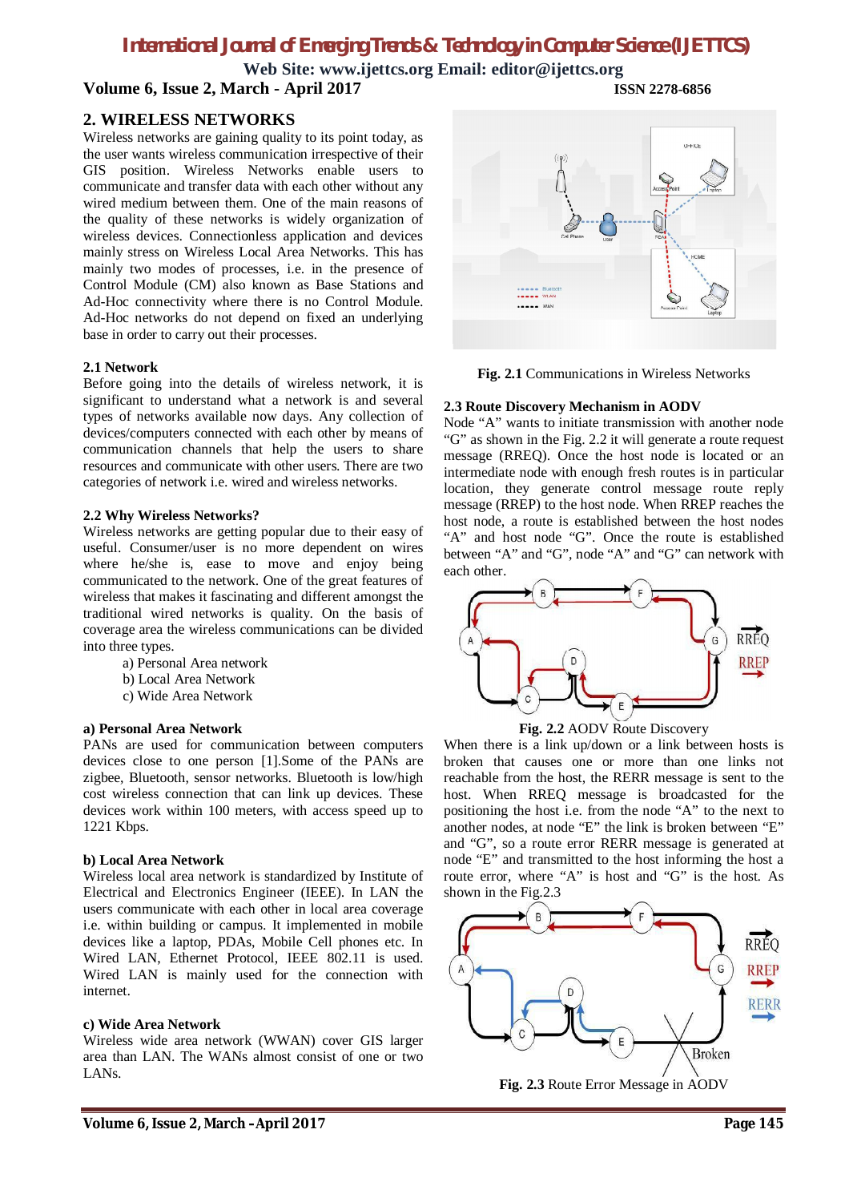## 2. WIRELESS NETWORKS

Wireless networks are gaining quality to its point today, as the user wants wireless communication irrespective of their GIS position. Wireless Networks enable users to communicate and transfer data with each other without any wired medium between them. One of the main reasons of the quality of these networks is widely organization of wireless devices. Connectionless application and devices mainly stress on Wireless Local Area Networks. This has mainly two modes of processes, i.e. in the presence of Control Module (CM) also known as Base Stations and Ad-Hoc connectivity where there is no Control Module. Ad-Hoc networks do not depend on fixed an underlying base in order to carry out their processes.

### 2.1 Network

Before going into the details of wireless network, it is significant to understand what a network is and several types of networks available now days. Any collection of devices/computers connected with each other by means of communication channels that help the users to share resources and communicate with other users. There are two categories of network i.e. wired and wireless networks.

### 2.2 Why Wireless Networks?

Wireless networks are getting popular due to their easy of useful. Consumer/user is no more dependent on wires where he/she is, ease to move and enjoy being communicated to the network. One of the great features of wireless that makes it fascinating and different amongst the traditional wired networks is quality. On the basis of coverage area the wireless communications can be divided into three types.

a) Personal Area network
b) Local Area Network
c) Wide Area Network

**a) Personal Area Network**

PANs are used for communication between computers devices close to one person [1].Some of the PANs are zigbee, Bluetooth, sensor networks. Bluetooth is low/high cost wireless connection that can link up devices. These devices work within 100 meters, with access speed up to 1221 Kbps.

**b) Local Area Network**

Wireless local area network is standardized by Institute of Electrical and Electronics Engineer (IEEE). In LAN the users communicate with each other in local area coverage i.e. within building or campus. It implemented in mobile devices like a laptop, PDAs, Mobile Cell phones etc. In Wired LAN, Ethernet Protocol, IEEE 802.11 is used. Wired LAN is mainly used for the connection with internet.

**c) Wide Area Network**

Wireless wide area network (WWAN) cover GIS larger area than LAN. The WANs almost consist of one or two LANs.

**Fig. 2.1** Communications in Wireless Networks

### 2.3 Route Discovery Mechanism in AODV

Node "A" wants to initiate transmission with another node "G" as shown in the Fig. 2.2 it will generate a route request message (RREQ). Once the host node is located or an intermediate node with enough fresh routes is in particular location, they generate control message route reply message (RREP) to the host node. When RREP reaches the host node, a route is established between the host nodes "A" and host node "G". Once the route is established between "A" and "G", node "A" and "G" can network with each other.

**Fig. 2.2** AODV Route Discovery

When there is a link up/down or a link between hosts is broken that causes one or more than one links not reachable from the host, the RERR message is sent to the host. When RREQ message is broadcasted for the positioning the host i.e. from the node "A" to the next to another nodes, at node "E" the link is broken between "E" and "G", so a route error RERR message is generated at node "E" and transmitted to the host informing the host a route error, where "A" is host and "G" is the host. As shown in the Fig.2.3

**Fig. 2.3** Route Error Message in AODV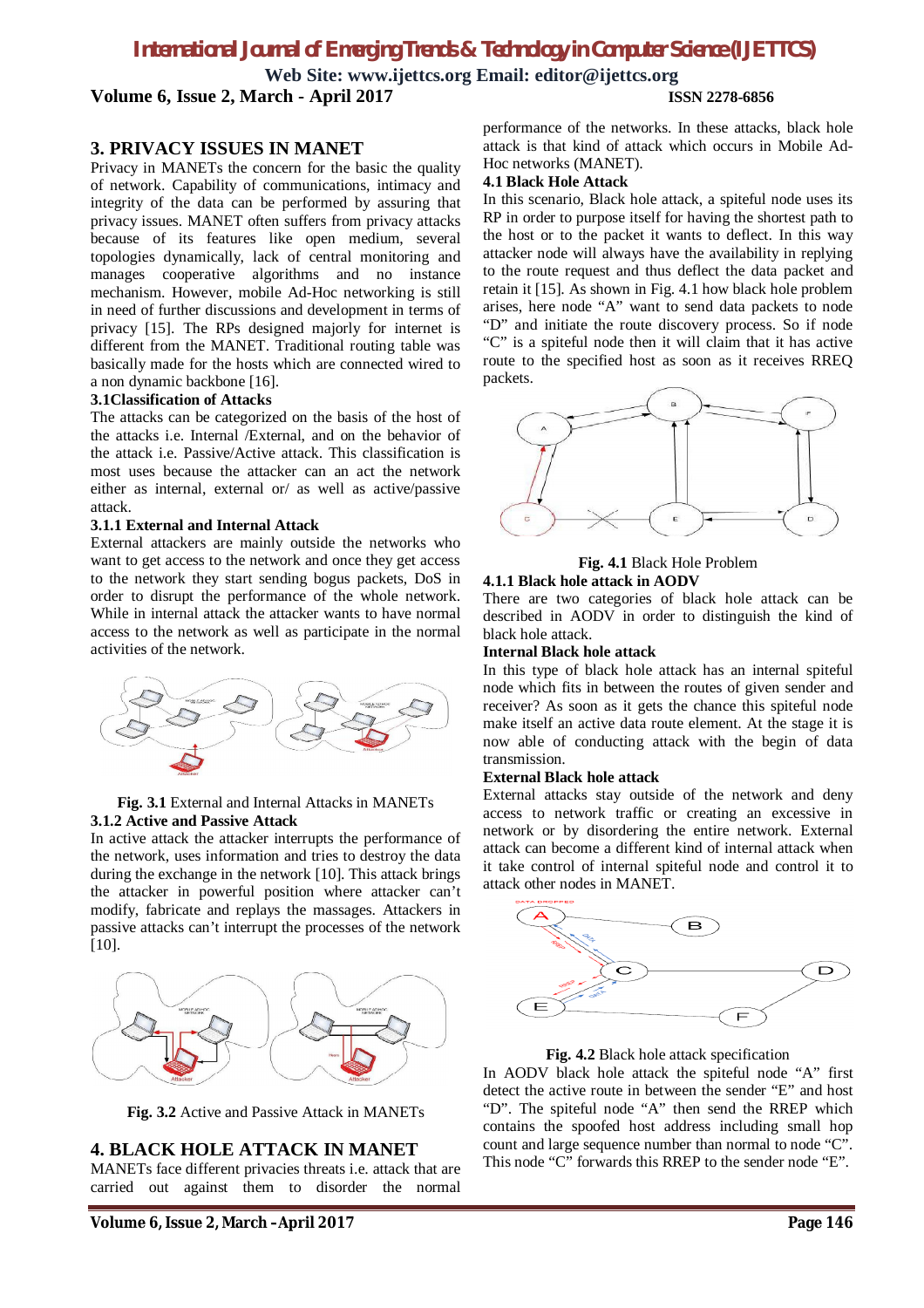## 3. PRIVACY ISSUES IN MANET

Privacy in MANETs the concern for the basic the quality of network. Capability of communications, intimacy and integrity of the data can be performed by assuring that privacy issues. MANET often suffers from privacy attacks because of its features like open medium, several topologies dynamically, lack of central monitoring and manages cooperative algorithms and no instance mechanism. However, mobile Ad-Hoc networking is still in need of further discussions and development in terms of privacy [15]. The RPs designed majorly for internet is different from the MANET. Traditional routing table was basically made for the hosts which are connected wired to a non dynamic backbone [16].

### 3.1Classification of Attacks

The attacks can be categorized on the basis of the host of the attacks i.e. Internal /External, and on the behavior of the attack i.e. Passive/Active attack. This classification is most uses because the attacker can an act the network either as internal, external or/ as well as active/passive attack.

#### 3.1.1 External and Internal Attack

External attackers are mainly outside the networks who want to get access to the network and once they get access to the network they start sending bogus packets, DoS in order to disrupt the performance of the whole network. While in internal attack the attacker wants to have normal access to the network as well as participate in the normal activities of the network.

**Fig. 3.1** External and Internal Attacks in MANETs

#### 3.1.2 Active and Passive Attack

In active attack the attacker interrupts the performance of the network, uses information and tries to destroy the data during the exchange in the network [10]. This attack brings the attacker in powerful position where attacker can't modify, fabricate and replays the massages. Attackers in passive attacks can't interrupt the processes of the network [10].

**Fig. 3.2** Active and Passive Attack in MANETs

## 4. BLACK HOLE ATTACK IN MANET

MANETs face different privacies threats i.e. attack that are carried out against them to disorder the normal performance of the networks. In these attacks, black hole attack is that kind of attack which occurs in Mobile Ad-Hoc networks (MANET).

### 4.1 Black Hole Attack

In this scenario, Black hole attack, a spiteful node uses its RP in order to purpose itself for having the shortest path to the host or to the packet it wants to deflect. In this way attacker node will always have the availability in replying to the route request and thus deflect the data packet and retain it [15]. As shown in Fig. 4.1 how black hole problem arises, here node "A" want to send data packets to node "D" and initiate the route discovery process. So if node "C" is a spiteful node then it will claim that it has active route to the specified host as soon as it receives RREQ packets.

**Fig. 4.1** Black Hole Problem

#### 4.1.1 Black hole attack in AODV

There are two categories of black hole attack can be described in AODV in order to distinguish the kind of black hole attack.

**Internal Black hole attack**

In this type of black hole attack has an internal spiteful node which fits in between the routes of given sender and receiver? As soon as it gets the chance this spiteful node make itself an active data route element. At the stage it is now able of conducting attack with the begin of data transmission.

**External Black hole attack**

External attacks stay outside of the network and deny access to network traffic or creating an excessive in network or by disordering the entire network. External attack can become a different kind of internal attack when it take control of internal spiteful node and control it to attack other nodes in MANET.

**Fig. 4.2** Black hole attack specification

In AODV black hole attack the spiteful node "A" first detect the active route in between the sender "E" and host "D". The spiteful node "A" then send the RREP which contains the spoofed host address including small hop count and large sequence number than normal to node "C". This node "C" forwards this RREP to the sender node "E".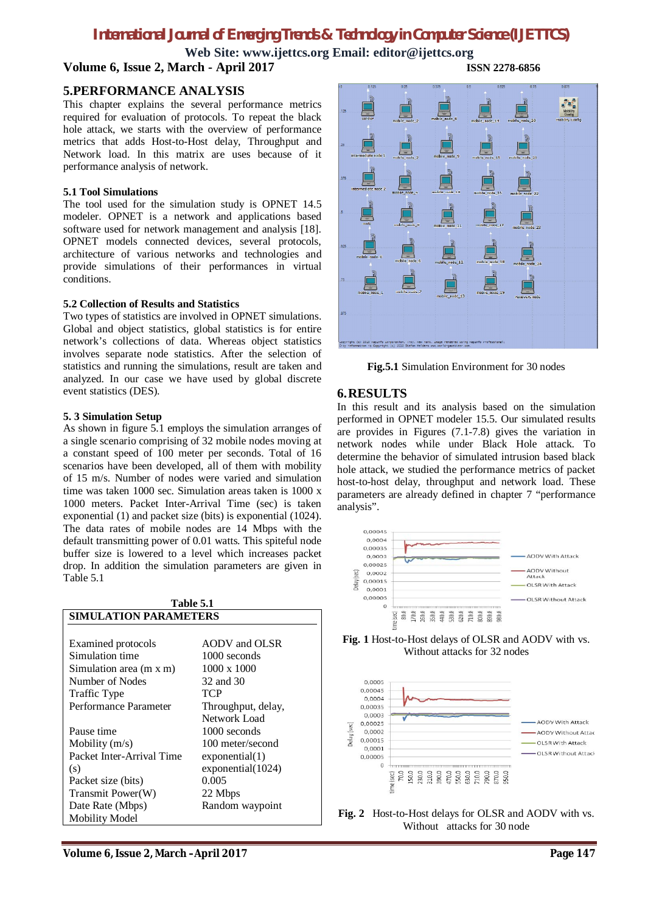## 5.PERFORMANCE ANALYSIS

This chapter explains the several performance metrics required for evaluation of protocols. To repeat the black hole attack, we starts with the overview of performance metrics that adds Host-to-Host delay, Throughput and Network load. In this matrix are uses because of it performance analysis of network.

### 5.1 Tool Simulations

The tool used for the simulation study is OPNET 14.5 modeler. OPNET is a network and applications based software used for network management and analysis [18]. OPNET models connected devices, several protocols, architecture of various networks and technologies and provide simulations of their performances in virtual conditions.

### 5.2 Collection of Results and Statistics

Two types of statistics are involved in OPNET simulations. Global and object statistics, global statistics is for entire network's collections of data. Whereas object statistics involves separate node statistics. After the selection of statistics and running the simulations, result are taken and analyzed. In our case we have used by global discrete event statistics (DES).

### 5. 3 Simulation Setup

As shown in figure 5.1 employs the simulation arranges of a single scenario comprising of 32 mobile nodes moving at a constant speed of 100 meter per seconds. Total of 16 scenarios have been developed, all of them with mobility of 15 m/s. Number of nodes were varied and simulation time was taken 1000 sec. Simulation areas taken is 1000 x 1000 meters. Packet Inter-Arrival Time (sec) is taken exponential (1) and packet size (bits) is exponential (1024). The data rates of mobile nodes are 14 Mbps with the default transmitting power of 0.01 watts. This spiteful node buffer size is lowered to a level which increases packet drop. In addition the simulation parameters are given in Table 5.1

**Table 5.1**

| SIMULATION PARAMETERS | |
|---|---|
| Examined protocols | AODV and OLSR |
| Simulation time | 1000 seconds |
| Simulation area (m x m) | 1000 x 1000 |
| Number of Nodes | 32 and 30 |
| Traffic Type | TCP |
| Performance Parameter | Throughput, delay, Network Load |
| Pause time | 1000 seconds |
| Mobility (m/s) | 100 meter/second |
| Packet Inter-Arrival Time (s) | exponential(1) |
| | exponential(1024) |
| Packet size (bits) | 0.005 |
| Transmit Power(W) | 22 Mbps |
| Date Rate (Mbps) | Random waypoint |
| Mobility Model | |

**Fig.5.1** Simulation Environment for 30 nodes

## 6. RESULTS

In this result and its analysis based on the simulation performed in OPNET modeler 15.5. Our simulated results are provides in Figures (7.1-7.8) gives the variation in network nodes while under Black Hole attack. To determine the behavior of simulated intrusion based black hole attack, we studied the performance metrics of packet host-to-host delay, throughput and network load. These parameters are already defined in chapter 7 "performance analysis".

**Fig. 1** Host-to-Host delays of OLSR and AODV with vs. Without attacks for 32 nodes

**Fig. 2** Host-to-Host delays for OLSR and AODV with vs. Without attacks for 30 node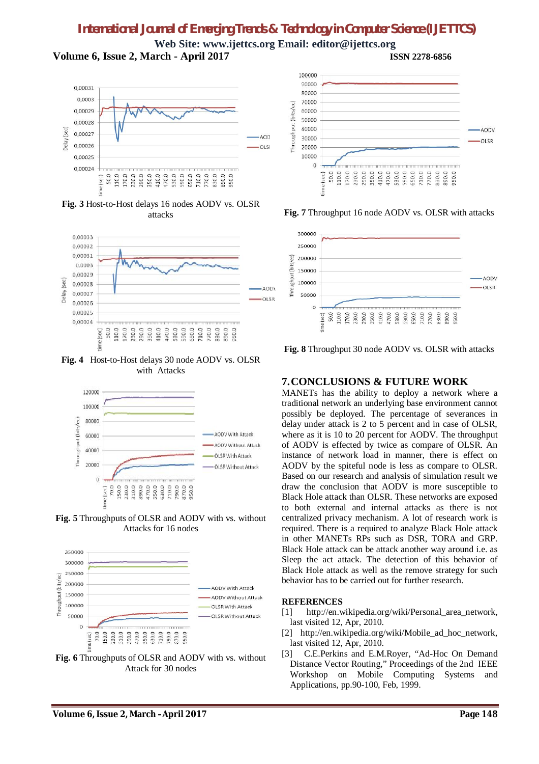**Fig. 3** Host-to-Host delays 16 nodes AODV vs. OLSR attacks

**Fig. 4** Host-to-Host delays 30 node AODV vs. OLSR with Attacks

**Fig. 5** Throughputs of OLSR and AODV with vs. without Attacks for 16 nodes

**Fig. 6** Throughputs of OLSR and AODV with vs. without Attack for 30 nodes

**Fig. 7** Throughput 16 node AODV vs. OLSR with attacks

**Fig. 8** Throughput 30 node AODV vs. OLSR with attacks

## 7. CONCLUSIONS & FUTURE WORK

MANETs has the ability to deploy a network where a traditional network an underlying base environment cannot possibly be deployed. The percentage of severances in delay under attack is 2 to 5 percent and in case of OLSR, where as it is 10 to 20 percent for AODV. The throughput of AODV is effected by twice as compare of OLSR. An instance of network load in manner, there is effect on AODV by the spiteful node is less as compare to OLSR. Based on our research and analysis of simulation result we draw the conclusion that AODV is more susceptible to Black Hole attack than OLSR. These networks are exposed to both external and internal attacks as there is not centralized privacy mechanism. A lot of research work is required. There is a required to analyze Black Hole attack in other MANETs RPs such as DSR, TORA and GRP. Black Hole attack can be attack another way around i.e. as Sleep the act attack. The detection of this behavior of Black Hole attack as well as the remove strategy for such behavior has to be carried out for further research.

## REFERENCES

[1] http://en.wikipedia.org/wiki/Personal_area_network, last visited 12, Apr, 2010.

[2] http://en.wikipedia.org/wiki/Mobile_ad_hoc_network, last visited 12, Apr, 2010.

[3] C.E.Perkins and E.M.Royer, "Ad-Hoc On Demand Distance Vector Routing," Proceedings of the 2nd IEEE Workshop on Mobile Computing Systems and Applications, pp.90-100, Feb, 1999.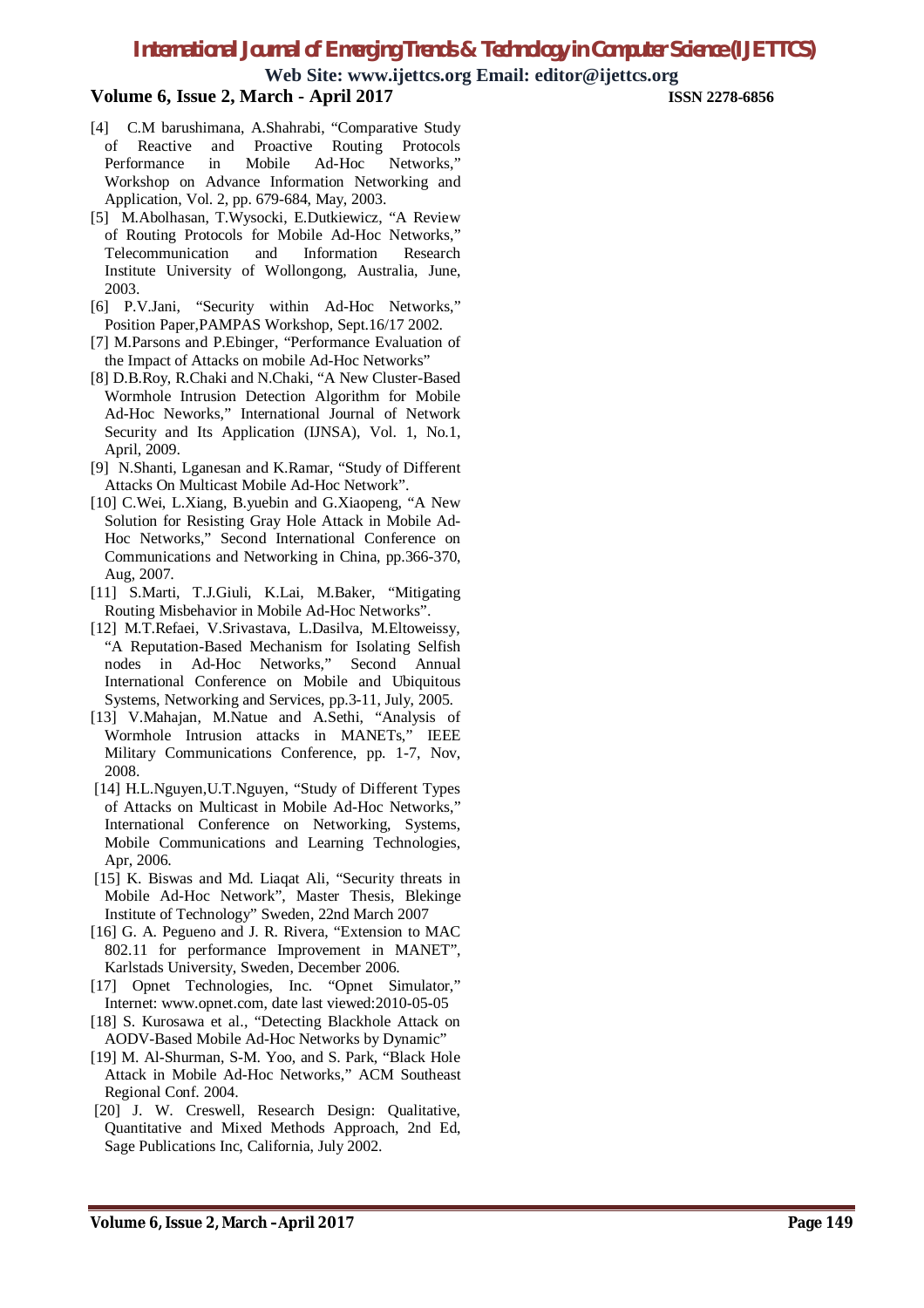[4] C.M barushimana, A.Shahrabi, "Comparative Study of Reactive and Proactive Routing Protocols Performance in Mobile Ad-Hoc Networks," Workshop on Advance Information Networking and Application, Vol. 2, pp. 679-684, May, 2003.

[5] M.Abolhasan, T.Wysocki, E.Dutkiewicz, "A Review of Routing Protocols for Mobile Ad-Hoc Networks," Telecommunication and Information Research Institute University of Wollongong, Australia, June, 2003.

[6] P.V.Jani, "Security within Ad-Hoc Networks," Position Paper,PAMPAS Workshop, Sept.16/17 2002.

[7] M.Parsons and P.Ebinger, "Performance Evaluation of the Impact of Attacks on mobile Ad-Hoc Networks"

[8] D.B.Roy, R.Chaki and N.Chaki, "A New Cluster-Based Wormhole Intrusion Detection Algorithm for Mobile Ad-Hoc Neworks," International Journal of Network Security and Its Application (IJNSA), Vol. 1, No.1, April, 2009.

[9] N.Shanti, Lganesan and K.Ramar, "Study of Different Attacks On Multicast Mobile Ad-Hoc Network".

[10] C.Wei, L.Xiang, B.yuebin and G.Xiaopeng, "A New Solution for Resisting Gray Hole Attack in Mobile Ad-Hoc Networks," Second International Conference on Communications and Networking in China, pp.366-370, Aug, 2007.

[11] S.Marti, T.J.Giuli, K.Lai, M.Baker, "Mitigating Routing Misbehavior in Mobile Ad-Hoc Networks".

[12] M.T.Refaei, V.Srivastava, L.Dasilva, M.Eltoweissy, "A Reputation-Based Mechanism for Isolating Selfish nodes in Ad-Hoc Networks," Second Annual International Conference on Mobile and Ubiquitous Systems, Networking and Services, pp.3-11, July, 2005.

[13] V.Mahajan, M.Natue and A.Sethi, "Analysis of Wormhole Intrusion attacks in MANETs," IEEE Military Communications Conference, pp. 1-7, Nov, 2008.

[14] H.L.Nguyen,U.T.Nguyen, "Study of Different Types of Attacks on Multicast in Mobile Ad-Hoc Networks," International Conference on Networking, Systems, Mobile Communications and Learning Technologies, Apr, 2006.

[15] K. Biswas and Md. Liaqat Ali, "Security threats in Mobile Ad-Hoc Network", Master Thesis, Blekinge Institute of Technology" Sweden, 22nd March 2007

[16] G. A. Pegueno and J. R. Rivera, "Extension to MAC 802.11 for performance Improvement in MANET", Karlstads University, Sweden, December 2006.

[17] Opnet Technologies, Inc. "Opnet Simulator," Internet: www.opnet.com, date last viewed:2010-05-05

[18] S. Kurosawa et al., "Detecting Blackhole Attack on AODV-Based Mobile Ad-Hoc Networks by Dynamic"

[19] M. Al-Shurman, S-M. Yoo, and S. Park, "Black Hole Attack in Mobile Ad-Hoc Networks," ACM Southeast Regional Conf. 2004.

[20] J. W. Creswell, Research Design: Qualitative, Quantitative and Mixed Methods Approach, 2nd Ed, Sage Publications Inc, California, July 2002.